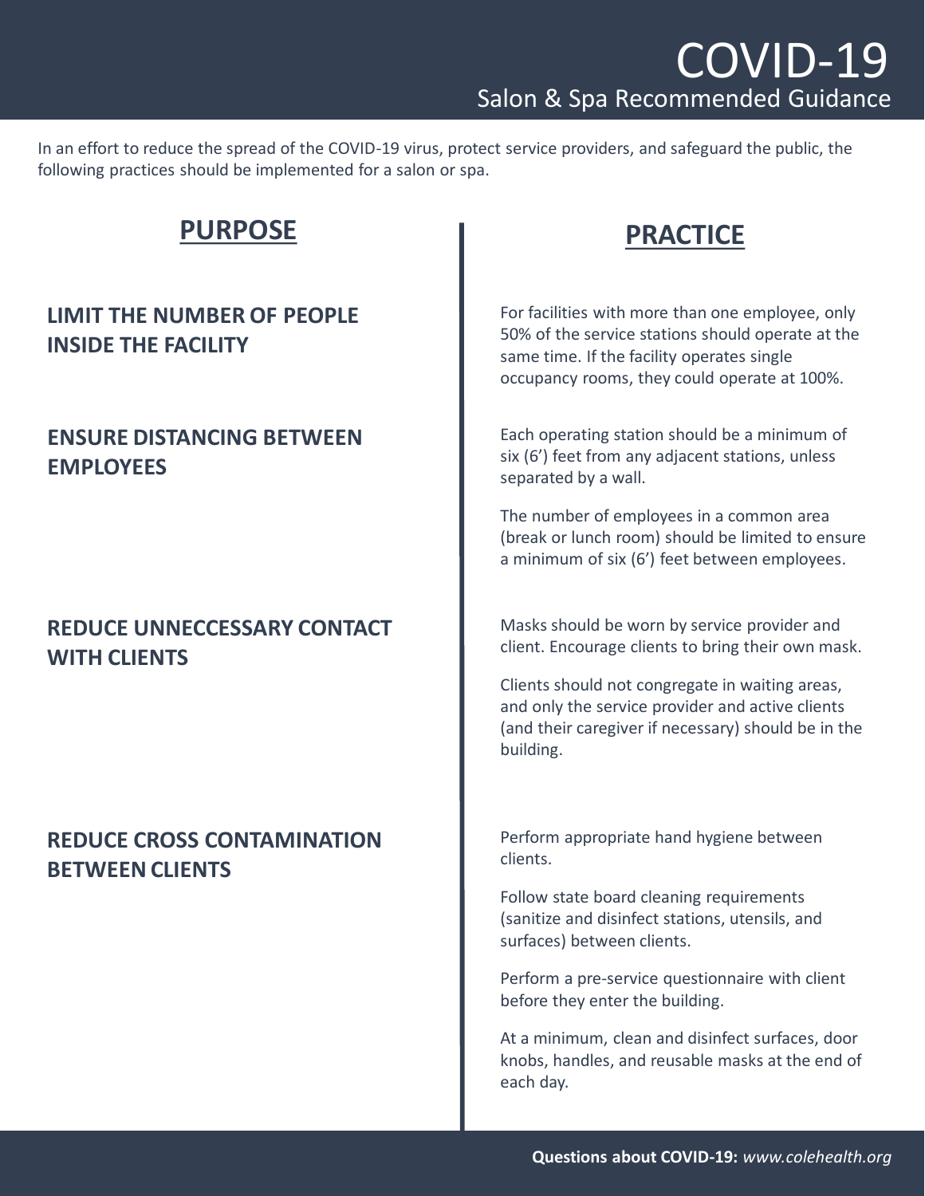# COVID-19

## Salon & Spa Recommended Guidance

In an effort to reduce the spread of the COVID-19 virus, protect service providers, and safeguard the public, the following practices should be implemented for a salon or spa.

| PURPOSE | PRACTICE |
|---|---|
| **LIMIT THE NUMBER OF PEOPLE INSIDE THE FACILITY** | For facilities with more than one employee, only 50% of the service stations should operate at the same time. If the facility operates single occupancy rooms, they could operate at 100%. |
| **ENSURE DISTANCING BETWEEN EMPLOYEES** | Each operating station should be a minimum of six (6') feet from any adjacent stations, unless separated by a wall.<br><br>The number of employees in a common area (break or lunch room) should be limited to ensure a minimum of six (6') feet between employees. |
| **REDUCE UNNECCESSARY CONTACT WITH CLIENTS** | Masks should be worn by service provider and client. Encourage clients to bring their own mask.<br><br>Clients should not congregate in waiting areas, and only the service provider and active clients (and their caregiver if necessary) should be in the building. |
| **REDUCE CROSS CONTAMINATION BETWEEN CLIENTS** | Perform appropriate hand hygiene between clients.<br><br>Follow state board cleaning requirements (sanitize and disinfect stations, utensils, and surfaces) between clients.<br><br>Perform a pre-service questionnaire with client before they enter the building.<br><br>At a minimum, clean and disinfect surfaces, door knobs, handles, and reusable masks at the end of each day. |

**Questions about COVID-19:** *www.colehealth.org*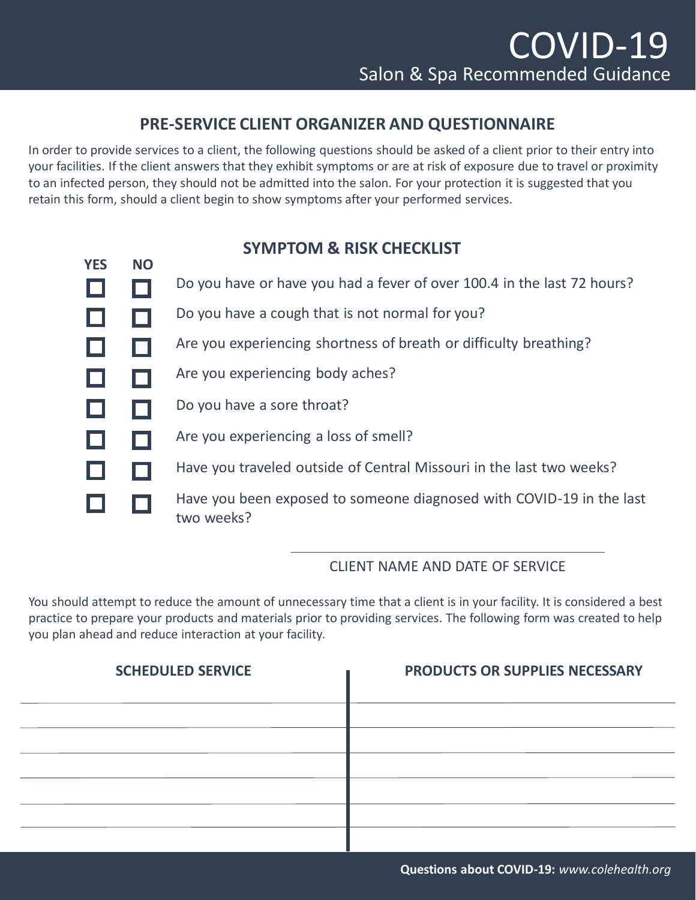# COVID-19

Salon & Spa Recommended Guidance

## PRE-SERVICE CLIENT ORGANIZER AND QUESTIONNAIRE

In order to provide services to a client, the following questions should be asked of a client prior to their entry into your facilities. If the client answers that they exhibit symptoms or are at risk of exposure due to travel or proximity to an infected person, they should not be admitted into the salon. For your protection it is suggested that you retain this form, should a client begin to show symptoms after your performed services.

### SYMPTOM & RISK CHECKLIST

| YES | NO | |
|---|---|---|
| ☐ | ☐ | Do you have or have you had a fever of over 100.4 in the last 72 hours? |
| ☐ | ☐ | Do you have a cough that is not normal for you? |
| ☐ | ☐ | Are you experiencing shortness of breath or difficulty breathing? |
| ☐ | ☐ | Are you experiencing body aches? |
| ☐ | ☐ | Do you have a sore throat? |
| ☐ | ☐ | Are you experiencing a loss of smell? |
| ☐ | ☐ | Have you traveled outside of Central Missouri in the last two weeks? |
| ☐ | ☐ | Have you been exposed to someone diagnosed with COVID-19 in the last two weeks? |

\_\_\_\_\_\_\_\_\_\_\_\_\_\_\_\_\_\_\_\_\_\_\_\_\_\_\_\_\_\_

CLIENT NAME AND DATE OF SERVICE

You should attempt to reduce the amount of unnecessary time that a client is in your facility. It is considered a best practice to prepare your products and materials prior to providing services. The following form was created to help you plan ahead and reduce interaction at your facility.

| SCHEDULED SERVICE | PRODUCTS OR SUPPLIES NECESSARY |
|---|---|
| | |
| | |
| | |
| | |
| | |
| | |

**Questions about COVID-19:** *www.colehealth.org*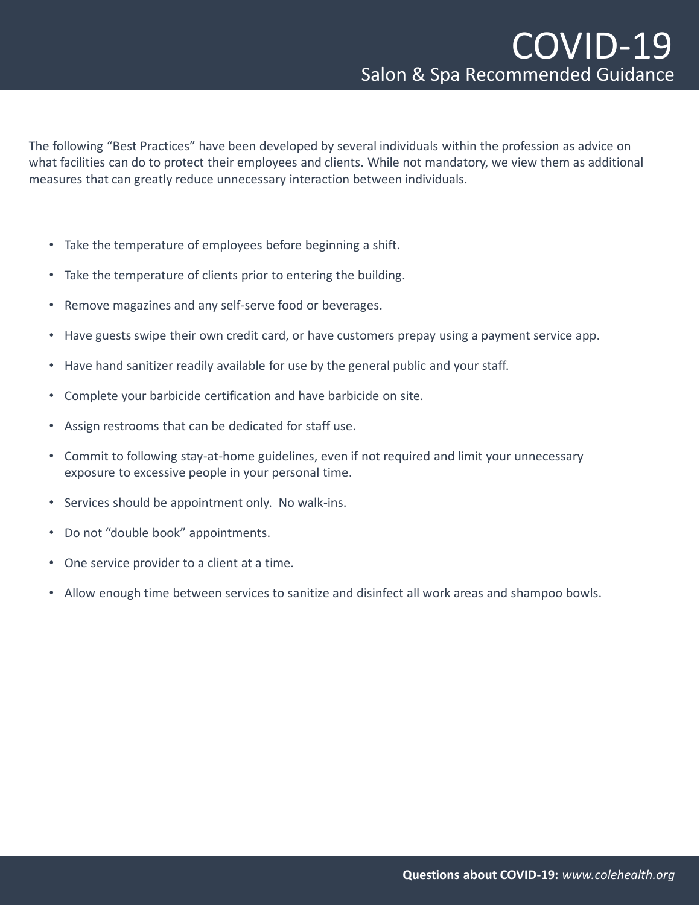# COVID-19

## Salon & Spa Recommended Guidance

The following "Best Practices" have been developed by several individuals within the profession as advice on what facilities can do to protect their employees and clients. While not mandatory, we view them as additional measures that can greatly reduce unnecessary interaction between individuals.

- Take the temperature of employees before beginning a shift.
- Take the temperature of clients prior to entering the building.
- Remove magazines and any self-serve food or beverages.
- Have guests swipe their own credit card, or have customers prepay using a payment service app.
- Have hand sanitizer readily available for use by the general public and your staff.
- Complete your barbicide certification and have barbicide on site.
- Assign restrooms that can be dedicated for staff use.
- Commit to following stay-at-home guidelines, even if not required and limit your unnecessary exposure to excessive people in your personal time.
- Services should be appointment only. No walk-ins.
- Do not "double book" appointments.
- One service provider to a client at a time.
- Allow enough time between services to sanitize and disinfect all work areas and shampoo bowls.

**Questions about COVID-19:** *www.colehealth.org*